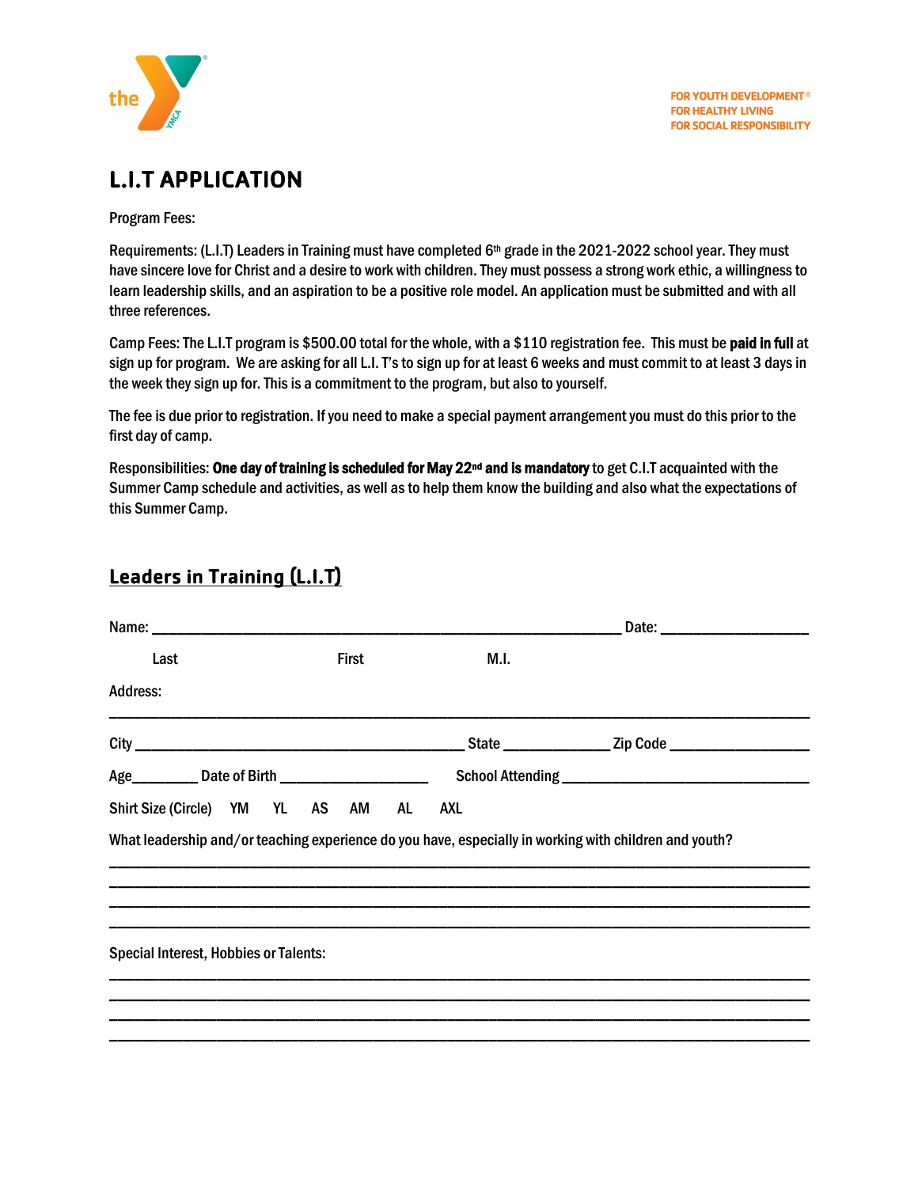FOR YOUTH DEVELOPMENT®
FOR HEALTHY LIVING
FOR SOCIAL RESPONSIBILITY

# L.I.T APPLICATION

Program Fees:

Requirements: (L.I.T) Leaders in Training must have completed 6th grade in the 2021-2022 school year. They must have sincere love for Christ and a desire to work with children. They must possess a strong work ethic, a willingness to learn leadership skills, and an aspiration to be a positive role model. An application must be submitted and with all three references.

Camp Fees: The L.I.T program is $500.00 total for the whole, with a $110 registration fee. This must be **paid in full** at sign up for program. We are asking for all L.I. T's to sign up for at least 6 weeks and must commit to at least 3 days in the week they sign up for. This is a commitment to the program, but also to yourself.

The fee is due prior to registration. If you need to make a special payment arrangement you must do this prior to the first day of camp.

Responsibilities: **One day of training is scheduled for May 22nd and is mandatory** to get C.I.T acquainted with the Summer Camp schedule and activities, as well as to help them know the building and also what the expectations of this Summer Camp.

## Leaders in Training (L.I.T)

Name: ____________________________________________ Date: ______________

Last First M.I.

Address:

______________________________________________________________________

City __________________________________ State ___________ Zip Code ______________

Age_______ Date of Birth _______________ School Attending __________________________

Shirt Size (Circle) YM YL AS AM AL AXL

What leadership and/or teaching experience do you have, especially in working with children and youth?

______________________________________________________________________

______________________________________________________________________

______________________________________________________________________

______________________________________________________________________

Special Interest, Hobbies or Talents:

______________________________________________________________________

______________________________________________________________________

______________________________________________________________________

______________________________________________________________________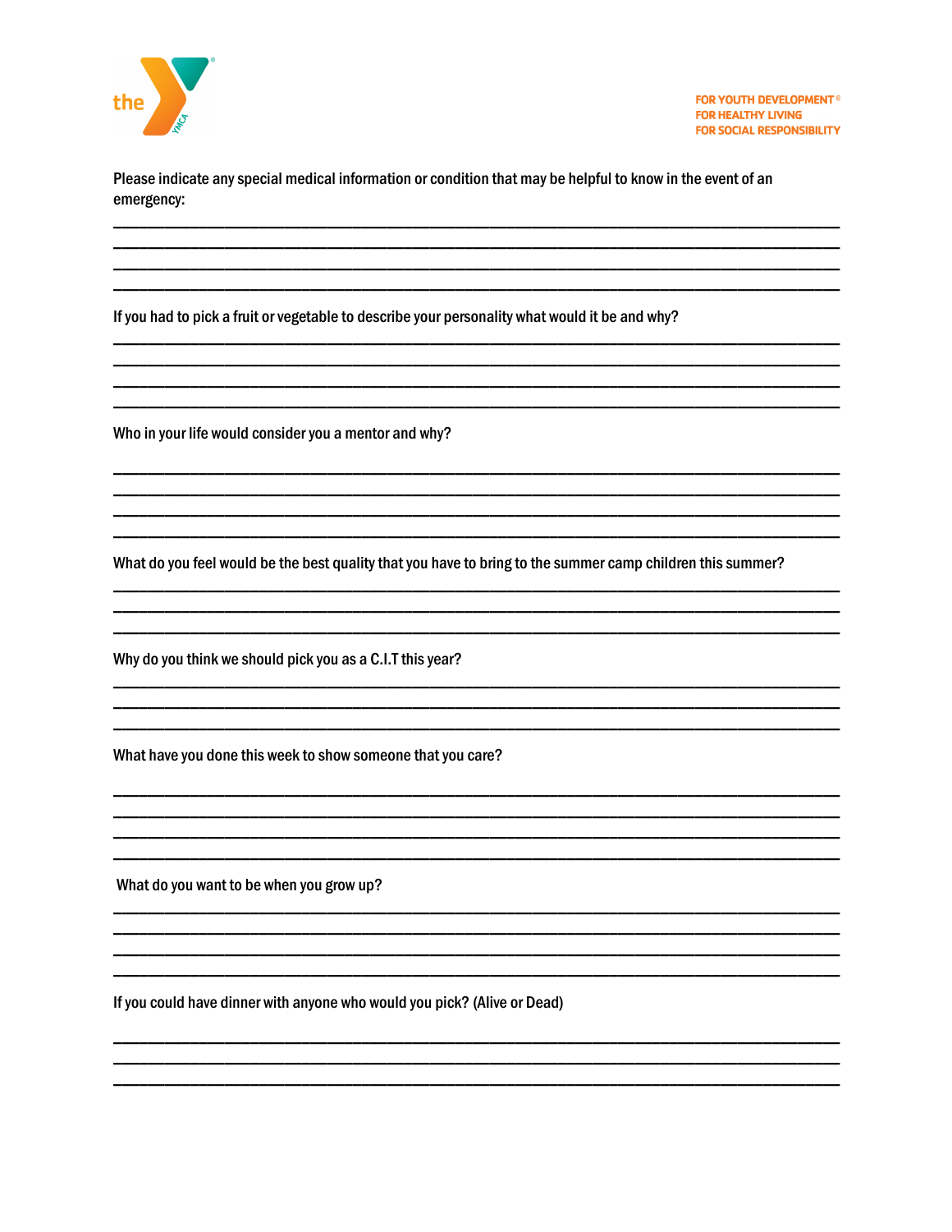Please indicate any special medical information or condition that may be helpful to know in the event of an emergency:

______________________________________________________________________________
______________________________________________________________________________
______________________________________________________________________________
______________________________________________________________________________

If you had to pick a fruit or vegetable to describe your personality what would it be and why?

______________________________________________________________________________
______________________________________________________________________________
______________________________________________________________________________
______________________________________________________________________________

Who in your life would consider you a mentor and why?

______________________________________________________________________________
______________________________________________________________________________
______________________________________________________________________________
______________________________________________________________________________

What do you feel would be the best quality that you have to bring to the summer camp children this summer?

______________________________________________________________________________
______________________________________________________________________________
______________________________________________________________________________

Why do you think we should pick you as a C.I.T this year?

______________________________________________________________________________
______________________________________________________________________________
______________________________________________________________________________

What have you done this week to show someone that you care?

______________________________________________________________________________
______________________________________________________________________________
______________________________________________________________________________
______________________________________________________________________________

What do you want to be when you grow up?

______________________________________________________________________________
______________________________________________________________________________
______________________________________________________________________________
______________________________________________________________________________

If you could have dinner with anyone who would you pick? (Alive or Dead)

______________________________________________________________________________
______________________________________________________________________________
______________________________________________________________________________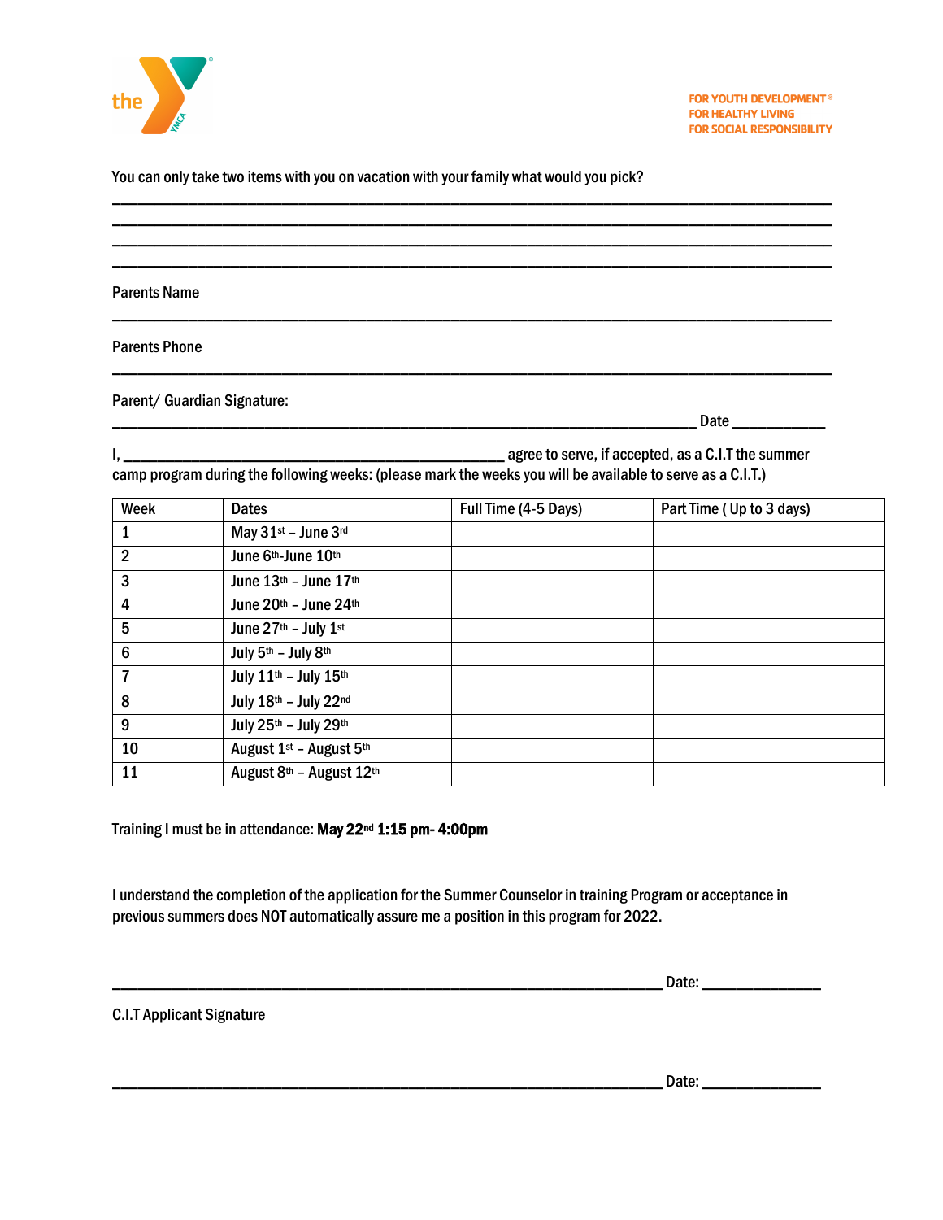FOR YOUTH DEVELOPMENT®
FOR HEALTHY LIVING
FOR SOCIAL RESPONSIBILITY

You can only take two items with you on vacation with your family what would you pick?

\_\_\_\_\_\_\_\_\_\_\_\_\_\_\_\_\_\_\_\_\_\_\_\_\_\_\_\_\_\_\_\_\_\_\_\_\_\_\_\_\_\_\_\_\_\_\_\_\_\_\_\_\_\_\_\_\_\_\_\_\_\_\_\_\_\_\_\_\_\_\_\_\_\_\_\_

\_\_\_\_\_\_\_\_\_\_\_\_\_\_\_\_\_\_\_\_\_\_\_\_\_\_\_\_\_\_\_\_\_\_\_\_\_\_\_\_\_\_\_\_\_\_\_\_\_\_\_\_\_\_\_\_\_\_\_\_\_\_\_\_\_\_\_\_\_\_\_\_\_\_\_\_

\_\_\_\_\_\_\_\_\_\_\_\_\_\_\_\_\_\_\_\_\_\_\_\_\_\_\_\_\_\_\_\_\_\_\_\_\_\_\_\_\_\_\_\_\_\_\_\_\_\_\_\_\_\_\_\_\_\_\_\_\_\_\_\_\_\_\_\_\_\_\_\_\_\_\_\_

\_\_\_\_\_\_\_\_\_\_\_\_\_\_\_\_\_\_\_\_\_\_\_\_\_\_\_\_\_\_\_\_\_\_\_\_\_\_\_\_\_\_\_\_\_\_\_\_\_\_\_\_\_\_\_\_\_\_\_\_\_\_\_\_\_\_\_\_\_\_\_\_\_\_\_\_

Parents Name

\_\_\_\_\_\_\_\_\_\_\_\_\_\_\_\_\_\_\_\_\_\_\_\_\_\_\_\_\_\_\_\_\_\_\_\_\_\_\_\_\_\_\_\_\_\_\_\_\_\_\_\_\_\_\_\_\_\_\_\_\_\_\_\_\_\_\_\_\_\_\_\_\_\_\_\_

Parents Phone

\_\_\_\_\_\_\_\_\_\_\_\_\_\_\_\_\_\_\_\_\_\_\_\_\_\_\_\_\_\_\_\_\_\_\_\_\_\_\_\_\_\_\_\_\_\_\_\_\_\_\_\_\_\_\_\_\_\_\_\_\_\_\_\_\_\_\_\_\_\_\_\_\_\_\_\_

Parent/ Guardian Signature:

\_\_\_\_\_\_\_\_\_\_\_\_\_\_\_\_\_\_\_\_\_\_\_\_\_\_\_\_\_\_\_\_\_\_\_\_\_\_\_\_\_\_\_\_\_\_\_\_\_\_\_\_\_\_\_\_\_\_\_\_\_\_ Date \_\_\_\_\_\_\_\_\_\_

I, \_\_\_\_\_\_\_\_\_\_\_\_\_\_\_\_\_\_\_\_\_\_\_\_\_\_\_\_\_\_\_\_\_\_\_\_\_\_\_\_\_ agree to serve, if accepted, as a C.I.T the summer camp program during the following weeks: (please mark the weeks you will be available to serve as a C.I.T.)

| Week | Dates | Full Time (4-5 Days) | Part Time ( Up to 3 days) |
|---|---|---|---|
| 1 | May 31st – June 3rd | | |
| 2 | June 6th-June 10th | | |
| 3 | June 13th – June 17th | | |
| 4 | June 20th – June 24th | | |
| 5 | June 27th – July 1st | | |
| 6 | July 5th – July 8th | | |
| 7 | July 11th – July 15th | | |
| 8 | July 18th – July 22nd | | |
| 9 | July 25th – July 29th | | |
| 10 | August 1st – August 5th | | |
| 11 | August 8th – August 12th | | |

Training I must be in attendance: **May 22nd 1:15 pm- 4:00pm**

I understand the completion of the application for the Summer Counselor in training Program or acceptance in previous summers does NOT automatically assure me a position in this program for 2022.

\_\_\_\_\_\_\_\_\_\_\_\_\_\_\_\_\_\_\_\_\_\_\_\_\_\_\_\_\_\_\_\_\_\_\_\_\_\_\_\_\_\_\_\_\_\_\_\_\_\_\_\_\_\_\_\_\_\_\_\_\_\_ Date: \_\_\_\_\_\_\_\_\_\_\_\_\_

C.I.T Applicant Signature

\_\_\_\_\_\_\_\_\_\_\_\_\_\_\_\_\_\_\_\_\_\_\_\_\_\_\_\_\_\_\_\_\_\_\_\_\_\_\_\_\_\_\_\_\_\_\_\_\_\_\_\_\_\_\_\_\_\_\_\_\_\_ Date: \_\_\_\_\_\_\_\_\_\_\_\_\_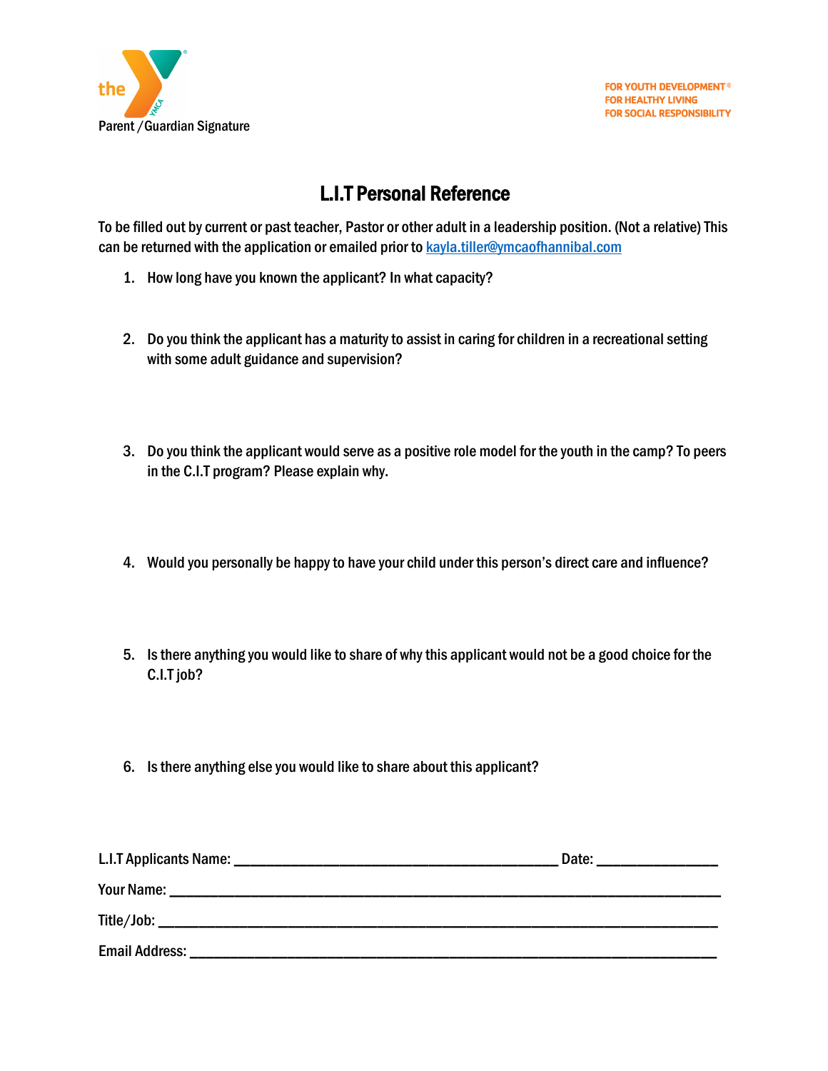Parent / Guardian Signature

FOR YOUTH DEVELOPMENT®
FOR HEALTHY LIVING
FOR SOCIAL RESPONSIBILITY

# L.I.T Personal Reference

To be filled out by current or past teacher, Pastor or other adult in a leadership position. (Not a relative) This can be returned with the application or emailed prior to kayla.tiller@ymcaofhannibal.com

1. How long have you known the applicant? In what capacity?

2. Do you think the applicant has a maturity to assist in caring for children in a recreational setting with some adult guidance and supervision?

3. Do you think the applicant would serve as a positive role model for the youth in the camp? To peers in the C.I.T program? Please explain why.

4. Would you personally be happy to have your child under this person's direct care and influence?

5. Is there anything you would like to share of why this applicant would not be a good choice for the C.I.T job?

6. Is there anything else you would like to share about this applicant?

L.I.T Applicants Name: ___________________________________________ Date: ________________

Your Name: ___________________________________________________________________________

Title/Job: ____________________________________________________________________________

Email Address: ________________________________________________________________________